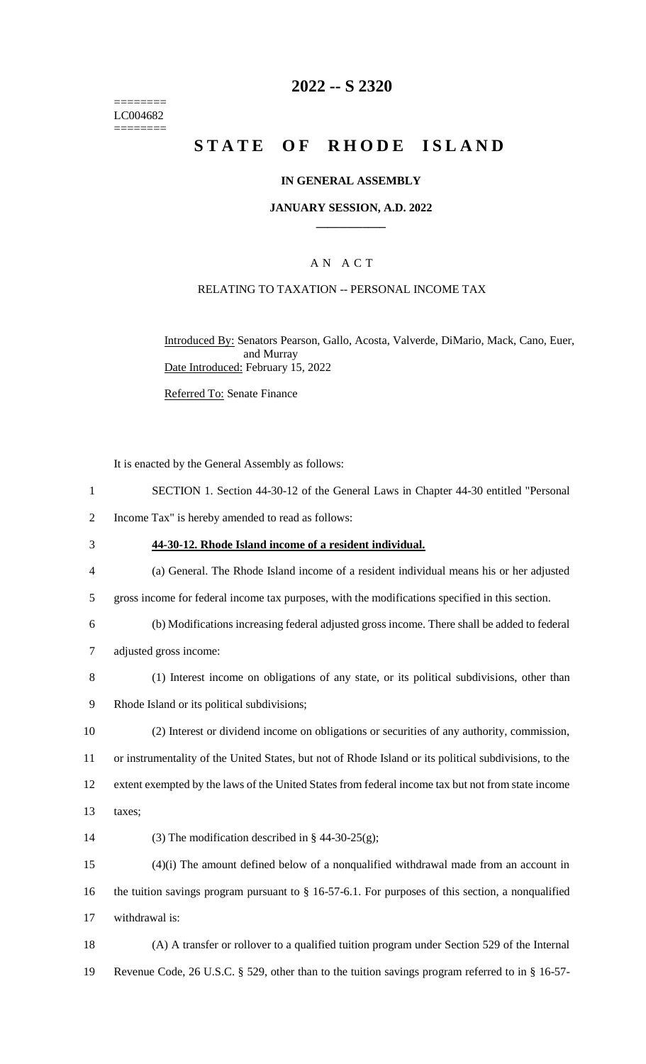========
LC004682
========

# 2022 -- S 2320

# STATE OF RHODE ISLAND

## IN GENERAL ASSEMBLY

### JANUARY SESSION, A.D. 2022

A N A C T

RELATING TO TAXATION -- PERSONAL INCOME TAX

Introduced By: Senators Pearson, Gallo, Acosta, Valverde, DiMario, Mack, Cano, Euer, and Murray

Date Introduced: February 15, 2022

Referred To: Senate Finance

It is enacted by the General Assembly as follows:

SECTION 1. Section 44-30-12 of the General Laws in Chapter 44-30 entitled "Personal Income Tax" is hereby amended to read as follows:

**44-30-12. Rhode Island income of a resident individual.**

(a) General. The Rhode Island income of a resident individual means his or her adjusted gross income for federal income tax purposes, with the modifications specified in this section.

(b) Modifications increasing federal adjusted gross income. There shall be added to federal adjusted gross income:

(1) Interest income on obligations of any state, or its political subdivisions, other than Rhode Island or its political subdivisions;

(2) Interest or dividend income on obligations or securities of any authority, commission, or instrumentality of the United States, but not of Rhode Island or its political subdivisions, to the extent exempted by the laws of the United States from federal income tax but not from state income taxes;

(3) The modification described in § 44-30-25(g);

(4)(i) The amount defined below of a nonqualified withdrawal made from an account in the tuition savings program pursuant to § 16-57-6.1. For purposes of this section, a nonqualified withdrawal is:

(A) A transfer or rollover to a qualified tuition program under Section 529 of the Internal Revenue Code, 26 U.S.C. § 529, other than to the tuition savings program referred to in § 16-57-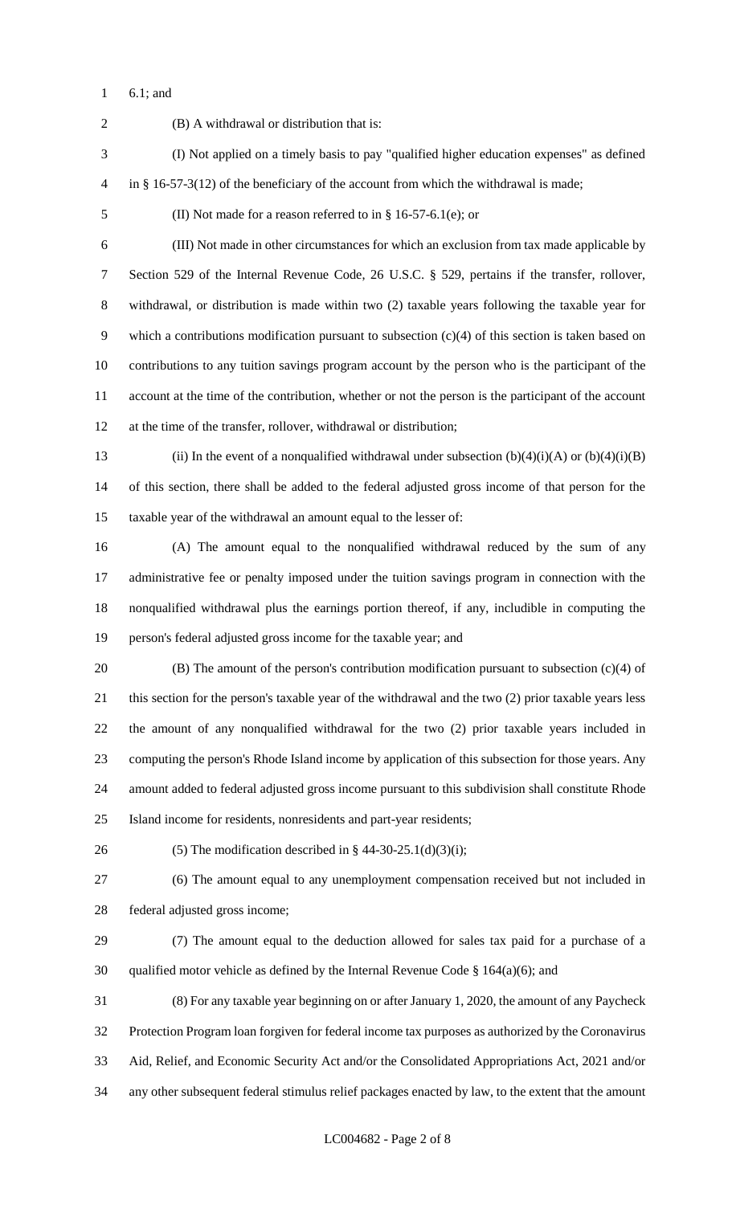6.1; and

(B) A withdrawal or distribution that is:

(I) Not applied on a timely basis to pay "qualified higher education expenses" as defined in § 16-57-3(12) of the beneficiary of the account from which the withdrawal is made;

(II) Not made for a reason referred to in § 16-57-6.1(e); or

(III) Not made in other circumstances for which an exclusion from tax made applicable by Section 529 of the Internal Revenue Code, 26 U.S.C. § 529, pertains if the transfer, rollover, withdrawal, or distribution is made within two (2) taxable years following the taxable year for which a contributions modification pursuant to subsection (c)(4) of this section is taken based on contributions to any tuition savings program account by the person who is the participant of the account at the time of the contribution, whether or not the person is the participant of the account at the time of the transfer, rollover, withdrawal or distribution;

(ii) In the event of a nonqualified withdrawal under subsection (b)(4)(i)(A) or (b)(4)(i)(B) of this section, there shall be added to the federal adjusted gross income of that person for the taxable year of the withdrawal an amount equal to the lesser of:

(A) The amount equal to the nonqualified withdrawal reduced by the sum of any administrative fee or penalty imposed under the tuition savings program in connection with the nonqualified withdrawal plus the earnings portion thereof, if any, includible in computing the person's federal adjusted gross income for the taxable year; and

(B) The amount of the person's contribution modification pursuant to subsection (c)(4) of this section for the person's taxable year of the withdrawal and the two (2) prior taxable years less the amount of any nonqualified withdrawal for the two (2) prior taxable years included in computing the person's Rhode Island income by application of this subsection for those years. Any amount added to federal adjusted gross income pursuant to this subdivision shall constitute Rhode Island income for residents, nonresidents and part-year residents;

(5) The modification described in § 44-30-25.1(d)(3)(i);

(6) The amount equal to any unemployment compensation received but not included in federal adjusted gross income;

(7) The amount equal to the deduction allowed for sales tax paid for a purchase of a qualified motor vehicle as defined by the Internal Revenue Code § 164(a)(6); and

(8) For any taxable year beginning on or after January 1, 2020, the amount of any Paycheck Protection Program loan forgiven for federal income tax purposes as authorized by the Coronavirus Aid, Relief, and Economic Security Act and/or the Consolidated Appropriations Act, 2021 and/or any other subsequent federal stimulus relief packages enacted by law, to the extent that the amount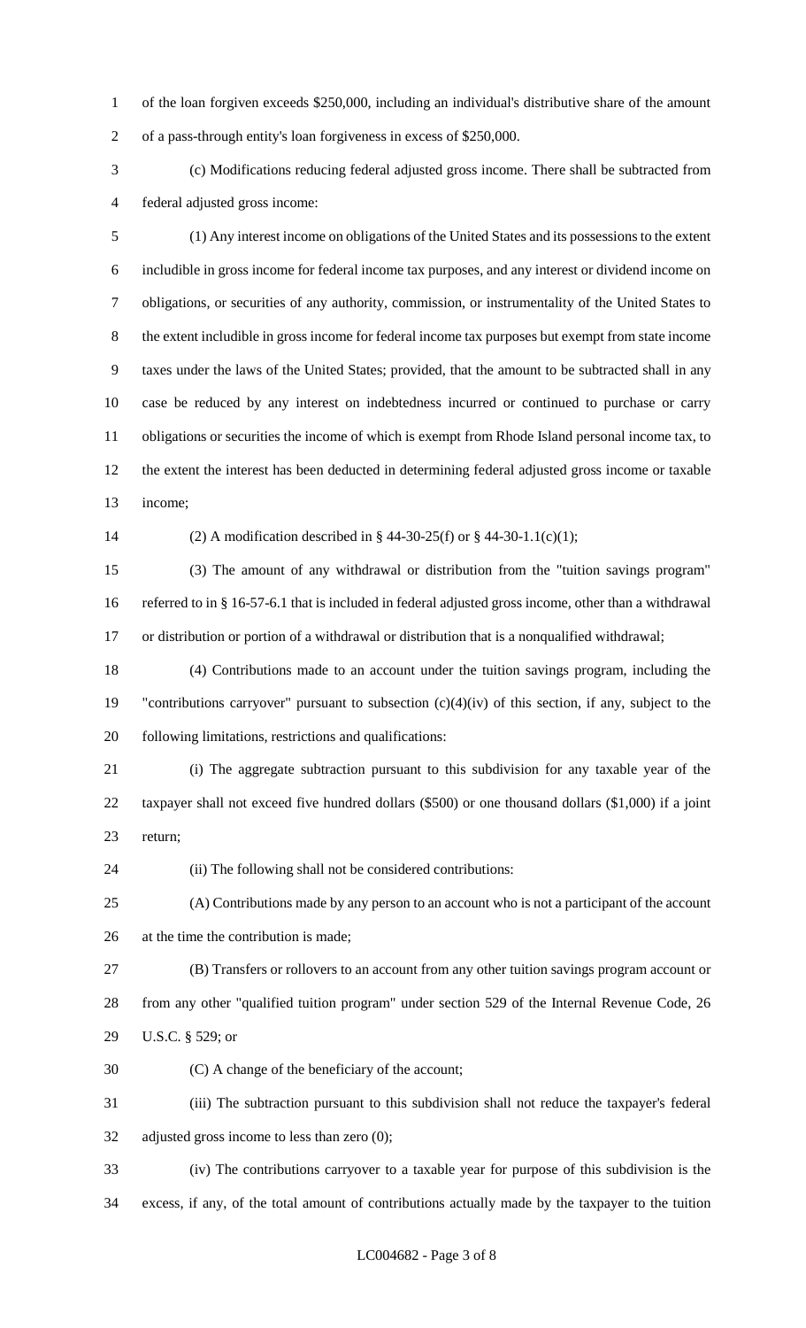of the loan forgiven exceeds $250,000, including an individual's distributive share of the amount of a pass-through entity's loan forgiveness in excess of $250,000.

(c) Modifications reducing federal adjusted gross income. There shall be subtracted from federal adjusted gross income:

(1) Any interest income on obligations of the United States and its possessions to the extent includible in gross income for federal income tax purposes, and any interest or dividend income on obligations, or securities of any authority, commission, or instrumentality of the United States to the extent includible in gross income for federal income tax purposes but exempt from state income taxes under the laws of the United States; provided, that the amount to be subtracted shall in any case be reduced by any interest on indebtedness incurred or continued to purchase or carry obligations or securities the income of which is exempt from Rhode Island personal income tax, to the extent the interest has been deducted in determining federal adjusted gross income or taxable income;

(2) A modification described in § 44-30-25(f) or § 44-30-1.1(c)(1);

(3) The amount of any withdrawal or distribution from the "tuition savings program" referred to in § 16-57-6.1 that is included in federal adjusted gross income, other than a withdrawal or distribution or portion of a withdrawal or distribution that is a nonqualified withdrawal;

(4) Contributions made to an account under the tuition savings program, including the "contributions carryover" pursuant to subsection (c)(4)(iv) of this section, if any, subject to the following limitations, restrictions and qualifications:

(i) The aggregate subtraction pursuant to this subdivision for any taxable year of the taxpayer shall not exceed five hundred dollars ($500) or one thousand dollars ($1,000) if a joint return;

(ii) The following shall not be considered contributions:

(A) Contributions made by any person to an account who is not a participant of the account at the time the contribution is made;

(B) Transfers or rollovers to an account from any other tuition savings program account or from any other "qualified tuition program" under section 529 of the Internal Revenue Code, 26 U.S.C. § 529; or

(C) A change of the beneficiary of the account;

(iii) The subtraction pursuant to this subdivision shall not reduce the taxpayer's federal adjusted gross income to less than zero (0);

(iv) The contributions carryover to a taxable year for purpose of this subdivision is the excess, if any, of the total amount of contributions actually made by the taxpayer to the tuition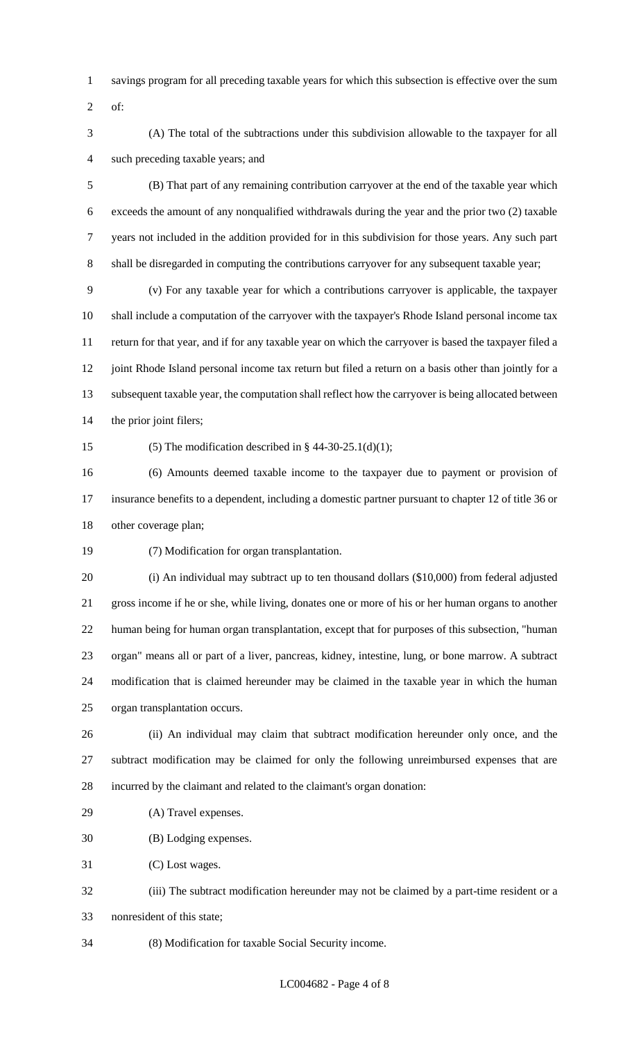savings program for all preceding taxable years for which this subsection is effective over the sum of:

(A) The total of the subtractions under this subdivision allowable to the taxpayer for all such preceding taxable years; and

(B) That part of any remaining contribution carryover at the end of the taxable year which exceeds the amount of any nonqualified withdrawals during the year and the prior two (2) taxable years not included in the addition provided for in this subdivision for those years. Any such part shall be disregarded in computing the contributions carryover for any subsequent taxable year;

(v) For any taxable year for which a contributions carryover is applicable, the taxpayer shall include a computation of the carryover with the taxpayer's Rhode Island personal income tax return for that year, and if for any taxable year on which the carryover is based the taxpayer filed a joint Rhode Island personal income tax return but filed a return on a basis other than jointly for a subsequent taxable year, the computation shall reflect how the carryover is being allocated between the prior joint filers;

(5) The modification described in § 44-30-25.1(d)(1);

(6) Amounts deemed taxable income to the taxpayer due to payment or provision of insurance benefits to a dependent, including a domestic partner pursuant to chapter 12 of title 36 or other coverage plan;

(7) Modification for organ transplantation.

(i) An individual may subtract up to ten thousand dollars ($10,000) from federal adjusted gross income if he or she, while living, donates one or more of his or her human organs to another human being for human organ transplantation, except that for purposes of this subsection, "human organ" means all or part of a liver, pancreas, kidney, intestine, lung, or bone marrow. A subtract modification that is claimed hereunder may be claimed in the taxable year in which the human organ transplantation occurs.

(ii) An individual may claim that subtract modification hereunder only once, and the subtract modification may be claimed for only the following unreimbursed expenses that are incurred by the claimant and related to the claimant's organ donation:

(A) Travel expenses.

(B) Lodging expenses.

(C) Lost wages.

(iii) The subtract modification hereunder may not be claimed by a part-time resident or a nonresident of this state;

(8) Modification for taxable Social Security income.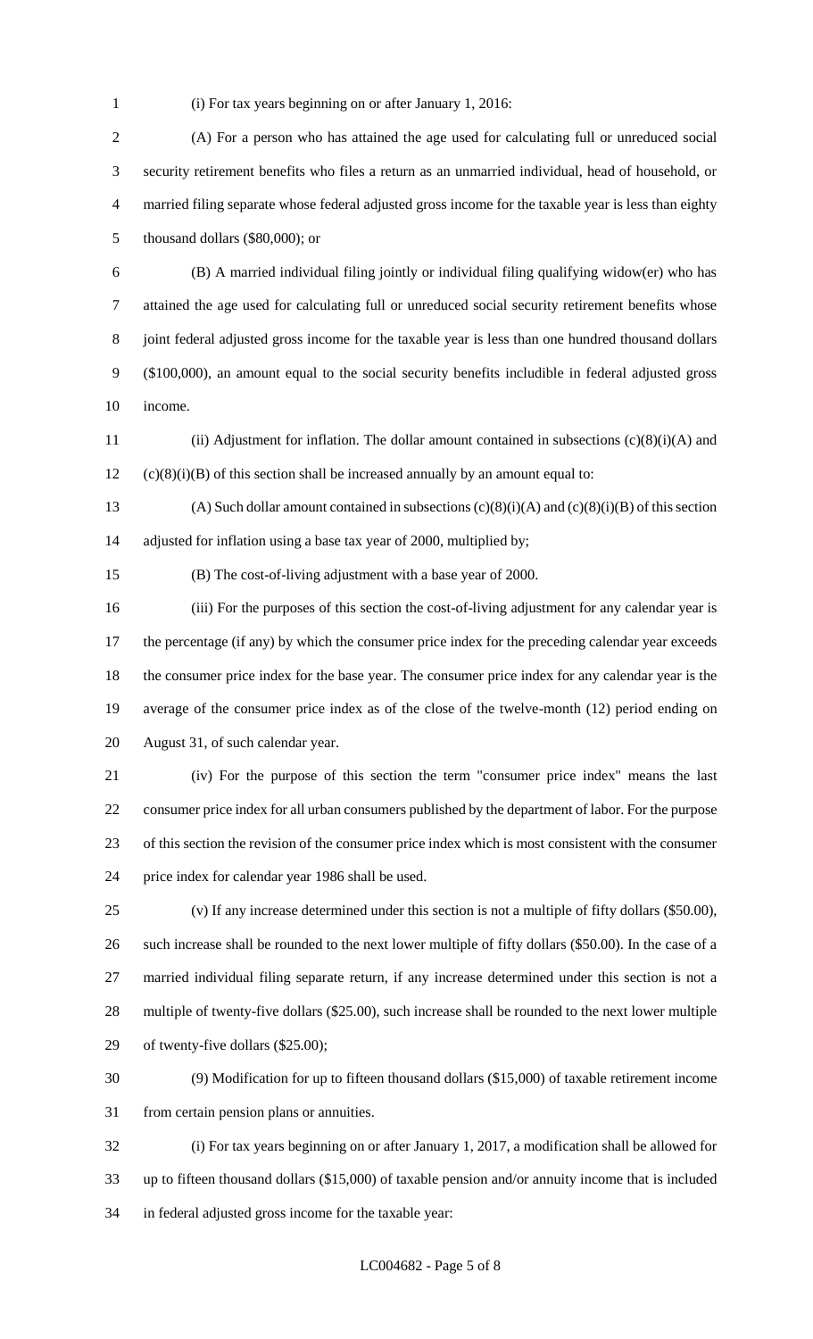(i) For tax years beginning on or after January 1, 2016:

(A) For a person who has attained the age used for calculating full or unreduced social security retirement benefits who files a return as an unmarried individual, head of household, or married filing separate whose federal adjusted gross income for the taxable year is less than eighty thousand dollars ($80,000); or

(B) A married individual filing jointly or individual filing qualifying widow(er) who has attained the age used for calculating full or unreduced social security retirement benefits whose joint federal adjusted gross income for the taxable year is less than one hundred thousand dollars ($100,000), an amount equal to the social security benefits includible in federal adjusted gross income.

(ii) Adjustment for inflation. The dollar amount contained in subsections (c)(8)(i)(A) and (c)(8)(i)(B) of this section shall be increased annually by an amount equal to:

(A) Such dollar amount contained in subsections (c)(8)(i)(A) and (c)(8)(i)(B) of this section adjusted for inflation using a base tax year of 2000, multiplied by;

(B) The cost-of-living adjustment with a base year of 2000.

(iii) For the purposes of this section the cost-of-living adjustment for any calendar year is the percentage (if any) by which the consumer price index for the preceding calendar year exceeds the consumer price index for the base year. The consumer price index for any calendar year is the average of the consumer price index as of the close of the twelve-month (12) period ending on August 31, of such calendar year.

(iv) For the purpose of this section the term "consumer price index" means the last consumer price index for all urban consumers published by the department of labor. For the purpose of this section the revision of the consumer price index which is most consistent with the consumer price index for calendar year 1986 shall be used.

(v) If any increase determined under this section is not a multiple of fifty dollars ($50.00), such increase shall be rounded to the next lower multiple of fifty dollars ($50.00). In the case of a married individual filing separate return, if any increase determined under this section is not a multiple of twenty-five dollars ($25.00), such increase shall be rounded to the next lower multiple of twenty-five dollars ($25.00);

(9) Modification for up to fifteen thousand dollars ($15,000) of taxable retirement income from certain pension plans or annuities.

(i) For tax years beginning on or after January 1, 2017, a modification shall be allowed for up to fifteen thousand dollars ($15,000) of taxable pension and/or annuity income that is included in federal adjusted gross income for the taxable year: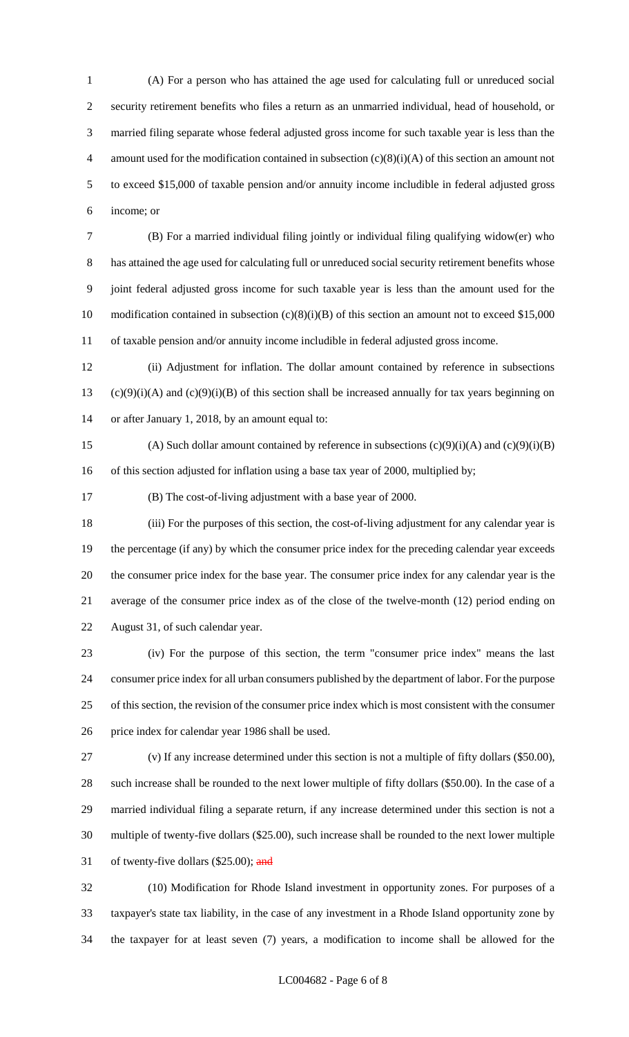(A) For a person who has attained the age used for calculating full or unreduced social security retirement benefits who files a return as an unmarried individual, head of household, or married filing separate whose federal adjusted gross income for such taxable year is less than the amount used for the modification contained in subsection (c)(8)(i)(A) of this section an amount not to exceed $15,000 of taxable pension and/or annuity income includible in federal adjusted gross income; or

(B) For a married individual filing jointly or individual filing qualifying widow(er) who has attained the age used for calculating full or unreduced social security retirement benefits whose joint federal adjusted gross income for such taxable year is less than the amount used for the modification contained in subsection (c)(8)(i)(B) of this section an amount not to exceed $15,000 of taxable pension and/or annuity income includible in federal adjusted gross income.

(ii) Adjustment for inflation. The dollar amount contained by reference in subsections (c)(9)(i)(A) and (c)(9)(i)(B) of this section shall be increased annually for tax years beginning on or after January 1, 2018, by an amount equal to:

(A) Such dollar amount contained by reference in subsections (c)(9)(i)(A) and (c)(9)(i)(B) of this section adjusted for inflation using a base tax year of 2000, multiplied by;

(B) The cost-of-living adjustment with a base year of 2000.

(iii) For the purposes of this section, the cost-of-living adjustment for any calendar year is the percentage (if any) by which the consumer price index for the preceding calendar year exceeds the consumer price index for the base year. The consumer price index for any calendar year is the average of the consumer price index as of the close of the twelve-month (12) period ending on August 31, of such calendar year.

(iv) For the purpose of this section, the term "consumer price index" means the last consumer price index for all urban consumers published by the department of labor. For the purpose of this section, the revision of the consumer price index which is most consistent with the consumer price index for calendar year 1986 shall be used.

(v) If any increase determined under this section is not a multiple of fifty dollars ($50.00), such increase shall be rounded to the next lower multiple of fifty dollars ($50.00). In the case of a married individual filing a separate return, if any increase determined under this section is not a multiple of twenty-five dollars ($25.00), such increase shall be rounded to the next lower multiple of twenty-five dollars ($25.00); ~~and~~

(10) Modification for Rhode Island investment in opportunity zones. For purposes of a taxpayer's state tax liability, in the case of any investment in a Rhode Island opportunity zone by the taxpayer for at least seven (7) years, a modification to income shall be allowed for the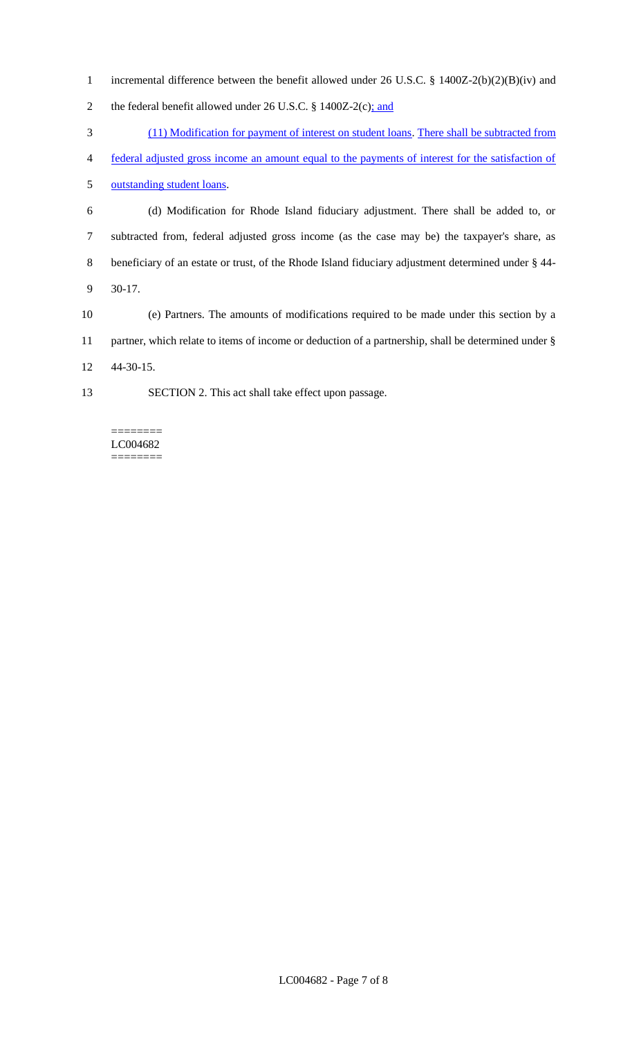incremental difference between the benefit allowed under 26 U.S.C. § 1400Z-2(b)(2)(B)(iv) and the federal benefit allowed under 26 U.S.C. § 1400Z-2(c); and

(11) Modification for payment of interest on student loans. There shall be subtracted from federal adjusted gross income an amount equal to the payments of interest for the satisfaction of outstanding student loans.

(d) Modification for Rhode Island fiduciary adjustment. There shall be added to, or subtracted from, federal adjusted gross income (as the case may be) the taxpayer's share, as beneficiary of an estate or trust, of the Rhode Island fiduciary adjustment determined under § 44-30-17.

(e) Partners. The amounts of modifications required to be made under this section by a partner, which relate to items of income or deduction of a partnership, shall be determined under § 44-30-15.

SECTION 2. This act shall take effect upon passage.

========
LC004682
========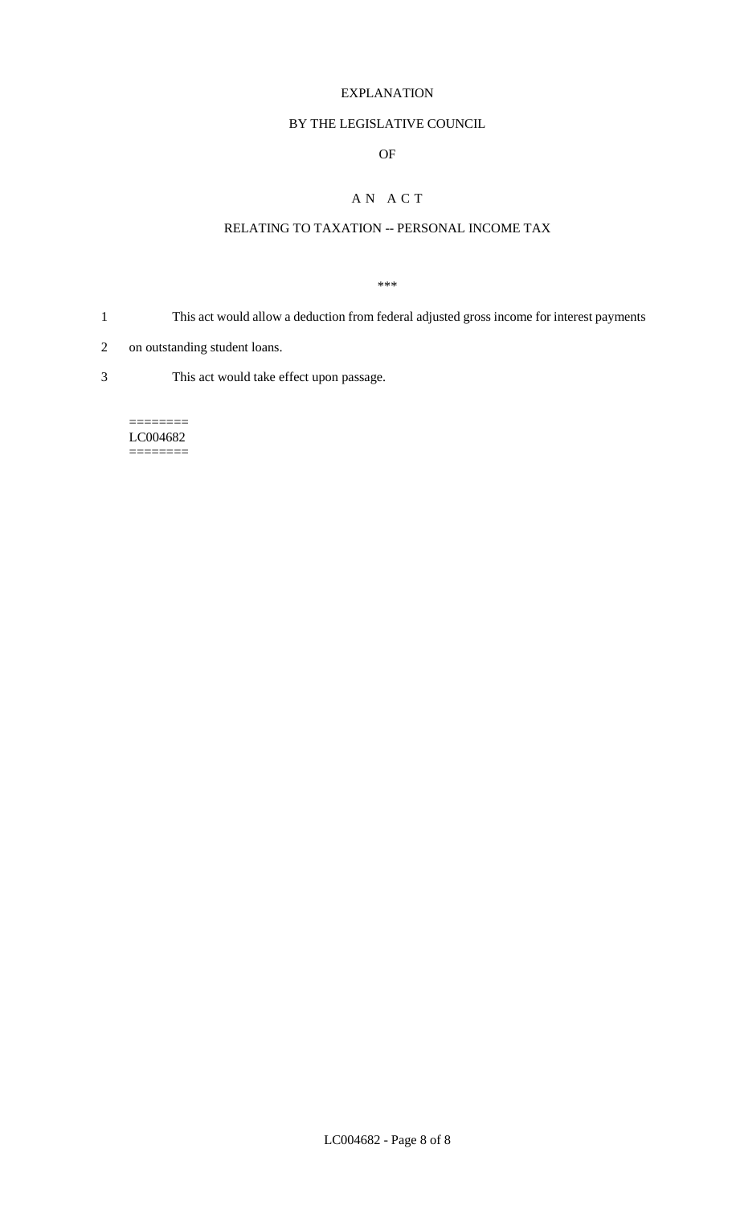EXPLANATION

BY THE LEGISLATIVE COUNCIL

OF

A N A C T

RELATING TO TAXATION -- PERSONAL INCOME TAX

\*\*\*

1 This act would allow a deduction from federal adjusted gross income for interest payments

2 on outstanding student loans.

3 This act would take effect upon passage.

========
LC004682
========